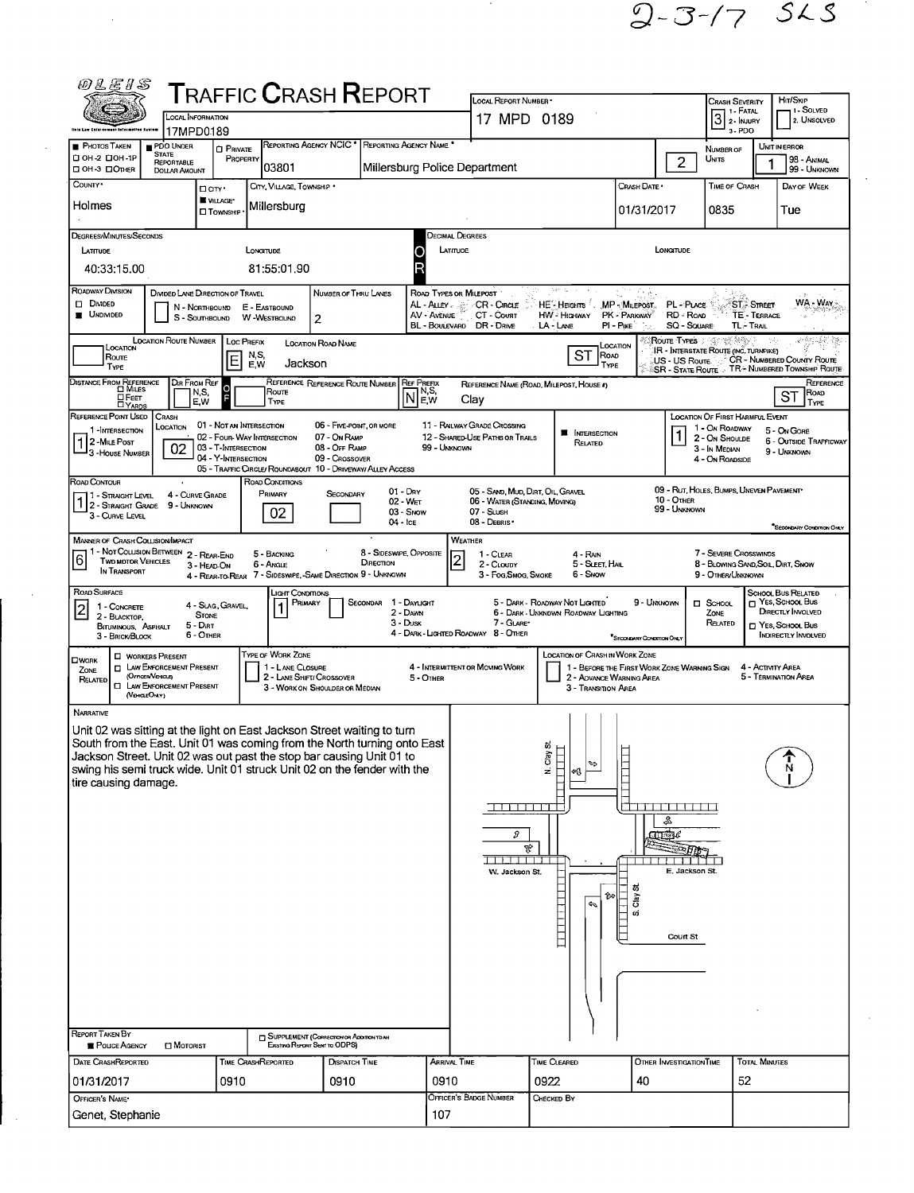2-3-17 SLS

# OLEIS Traffic Crash Report

| Field | Value |
|---|---|
| Local Information | 17MPD0189 |
| Local Report Number | 17 MPD 0189 |
| Crash Severity | 3 (1 - Fatal, 2 - Injury, 3 - PDO) |
| Hit/Skip | (1 - Solved, 2 - Unsolved) |
| Photos Taken | |
| PDO Under State Reportable Dollar Amount | ■ |
| Private Property | ☐ |
| Reporting Agency NCIC | 03801 |
| Reporting Agency Name | Millersburg Police Department |
| Number of Units | 2 |
| Unit in Error | 1 (98 - Animal, 99 - Unknown) |
| County | Holmes |
| City, Village, Township | ■ Village: Millersburg |
| Crash Date | 01/31/2017 |
| Time of Crash | 0835 |
| Day of Week | Tue |

## Location

| Field | Value |
|---|---|
| Degrees/Minutes/Seconds Latitude | 40:33:15.00 |
| Longitude | 81:55:01.90 |
| Roadway Division | ■ Undivided |
| Number of Thru Lanes | 2 |
| Location Route Number | |
| Loc Prefix | E |
| Location Road Name | Jackson |
| Location Road Type | ST |
| Distance From Reference | |
| Dir From Ref | |
| Reference Route Type | |
| Ref Prefix | N |
| Reference Name (Road, Milepost, House #) | Clay |
| Reference Road Type | ST |
| Reference Point Used | 1 (1 - Intersection, 2 - Mile Post, 3 - House Number) |
| Crash Location | 02 - Four-Way Intersection |
| Intersection Related | ■ |
| Location of First Harmful Event | 1 - On Roadway |
| Road Contour | 1 - Straight Level |
| Road Conditions Primary | 02 - Wet |
| Road Conditions Secondary | |
| Manner of Crash Collision/Impact | 6 - Angle |
| Weather | 2 - Cloudy |
| Road Surface | 2 - Blacktop, Bituminous, Asphalt |
| Light Conditions Primary | 1 - Daylight |
| Light Conditions Secondary | |
| School Zone Related | ☐ |
| Work Zone Related | ☐ |

## Narrative

Unit 02 was sitting at the light on East Jackson Street waiting to turn South from the East. Unit 01 was coming from the North turning onto East Jackson Street. Unit 02 was out past the stop bar causing Unit 01 to swing his semi truck wide. Unit 01 struck Unit 02 on the fender with the tire causing damage.

Diagram labels: N. Clay St., W. Jackson St., E. Jackson St., S. Clay St., Court St, N

## Report Information

| Field | Value |
|---|---|
| Report Taken By | ■ Police Agency ☐ Motorist |
| Supplement | ☐ |
| Date Crash Reported | 01/31/2017 |
| Time Crash Reported | 0910 |
| Dispatch Time | 0910 |
| Arrival Time | 0910 |
| Time Cleared | 0922 |
| Other Investigation Time | 40 |
| Total Minutes | 52 |
| Officer's Name | Genet, Stephanie |
| Officer's Badge Number | 107 |
| Checked By | |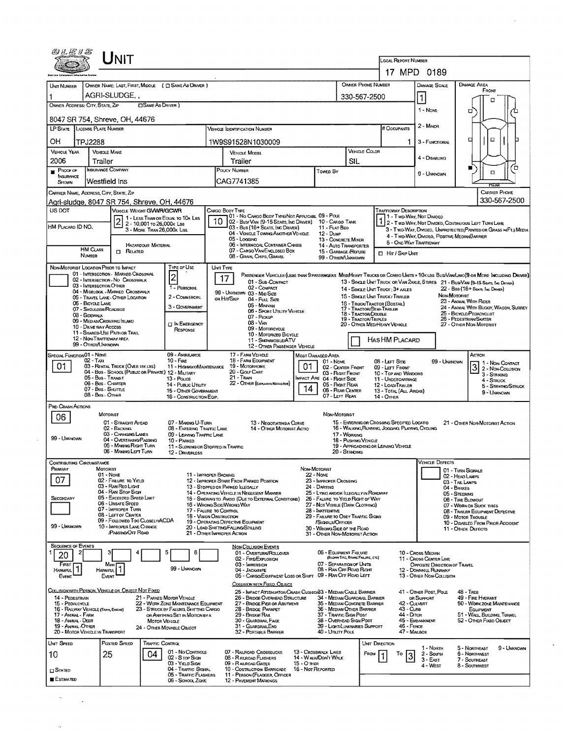# UNIT

**Local Report Number:** 17 MPD 0189

| Unit Number | Owner Name: Last, First, Middle ( ☐ Same As Driver ) | Owner Phone Number | Damage Scale | Damage Area |
|---|---|---|---|---|
| 1 | AGRI-SLUDGE, , | 330-567-2500 | 1 | Front |

**Owner Address: City, State, Zip** ☐ Same As Driver )
8047 SR 754, Shreve, OH, 44676

Damage Scale: 1 - None; 2 - Minor; 3 - Functional; 4 - Disabling; 9 - Unknown

| LP State | License Plate Number | Vehicle Identification Number | # Occupants |
|---|---|---|---|
| OH | TPJ2288 | 1W9S91528N1030009 | 1 |

| Vehicle Year | Vehicle Make | Vehicle Model | Vehicle Color |
|---|---|---|---|
| 2006 | Trailer | Trailer | SIL |

| Proof of Insurance Shown | Insurance Company | Policy Number | Towed By |
|---|---|---|---|
| ■ | Westfield Ins | CAG7741385 | |

**Carrier Name, Address, City, State, Zip:** Agri-sludge, 8047 SR 754, Shreve, OH, 44676
**Carrier Phone:** 330-567-2500

**US DOT:**
**Vehicle Weight GVWR/GCWR:** 2 — 1 - Less Than or Equal to 10k Lbs; 2 - 10,001 to 26,000k Lbs; 3 - More Than 26,000k Lbs.
**HM Placard ID No.:**
**HM Class Number:** Hazardous Material ☐ Related

**Cargo Body Type:** 10 — 01 - No Cargo Body Type/Not Applicabl; 02 - Bus/Van (9-15 Seats, Inc Driver); 03 - Bus (16+ Seats, Inc Driver); 04 - Vehicle Towing Another Vehicle; 05 - Logging; 06 - Intermodal Container Chasis; 07 - Cargo Van/Enclosed Box; 08 - Grain, Chips, Gravel; 09 - Pole; 10 - Cargo Tank; 11 - Flat Bed; 12 - Dump; 13 - Concrete Mixer; 14 - Auto Transporter; 15 - Garbage /Refuse; 99 - Other/Unknown

**Trafficway Description:** 1 — 1 - Two-Way, Not Divided; 2 - Two-Way, Not Divided, Continuous Left Turn Lane; 3 - Two-Way, Divided, Unprotected(Painted or Grass >4Ft.) Media; 4 - Two-Way, Divided, Positive Median Barrier; 5 - One-Way Trafficway
☐ Hit / Skip Unit

**Non-Motorist Location Prior to Impact:** 01 - Intersection - Marked Crosswal; 02 - Intersection - No Crosswalk; 03 - Intersection Other; 04 - Midblock - Marked Crosswalk; 05 - Travel Lane - Other Location; 06 - Bicycle Lane; 07 - Shoulder/Roadside; 08 - Sidewalk; 09 - Median/Crossing Island; 10 - Drive way Access; 11 - Shared-Use Path or Trail; 12 - Non-Trafficway Area; 99 - Other/Unknown

**Type of Use:** 2 — 1 - Personal; 2 - Commercial; 3 - Government; ☐ In Emergency Response

**Unit Type:** 17 — Passenger Vehicles (less than 9 passengers): 01 - Sub-Compact; 02 - Compact; 99 - Unknown 03 - Mid Size; or Hit/Skip 04 - Full Size; 05 - Minivan; 06 - Sport Utility Vehicle; 07 - Pickup; 08 - Van; 09 - Motorcycle; 10 - Motorized Bicycle; 11 - Snowmobile/ATV; 12 - Other Passenger Vehicle. Med/Heavy Trucks or Combo Units > 10k lbs Bus/Van/Limo(9 or More Including Driver): 13 - Single Unit Truck or Van 2axle, 6 Tires; 14 - Single Unit Truck; 3+ Axles; 15 - Single Unit Truck / Trailer; 16 - Truck/Tractor (Bobtail); 17 - Tractor/Semi-Trailer; 18 - Tractor/Double; 19 - Tractor/Triples; 20 - Other Med/Heavy Vehicle; 21 - Bus/Van (9-15 Seats, Inc Driver); 22 - Bus (16+ Seats, Inc Driver). Non-Motorist: 23 - Animal With Rider; 24 - Animal With Buggy, Wagon, Surrey; 25 - Bicycle/Pedacyclist; 26 - Pedestrian/Skater; 27 - Other Non-Motorist
☐ Has HM Placard

**Special Function:** 01 — 01 - None; 02 - Taxi; 03 - Rental Truck (Over 10k lbs); 04 - Bus - School (Public or Private); 05 - Bus - Transit; 06 - Bus - Charter; 07 - Bus - Shuttle; 08 - Bus - Other; 09 - Ambulance; 10 - Fire; 11 - Highway/Maintenance; 12 - Military; 13 - Police; 14 - Public Utility; 15 - Other Government; 16 - Construction Eqip.; 17 - Farm Vehicle; 18 - Farm Equipment; 19 - Motorhome; 20 - Golf Cart; 21 - Train; 22 - Other (Explain in Narrative)

**Most Damaged Area:** 01; **Impact Are:** 14 — 01 - None; 02 - Center Front; 03 - Right Front; 04 - Right Side; 05 - Right Rear; 06 - Rear Center; 07 - Left Rear; 08 - Left Side; 09 - Left Front; 10 - Top and Windows; 11 - Undercarriage; 12 - Load/Trailer; 13 - Total (All Areas); 14 - Other; 99 - Unknown

**Action:** 3 — 1 - Non-Contact; 2 - Non-Collision; 3 - Striking; 4 - Struck; 5 - Striking/Struck; 9 - Unknown

**Pre-Crash Actions:** 06 — Motorist: 01 - Straight Ahead; 02 - Backing; 03 - Changing Lanes; 04 - Overtaking/Passing; 05 - Making Right Turn; 06 - Making Left Turn; 07 - Making U-Turn; 08 - Entering Traffic Lane; 09 - Leaving Traffic Lane; 10 - Parked; 11 - Slowing or Stopped in Traffic; 12 - Driverless; 13 - Negotiating a Curve; 14 - Other Motorist Actio. 99 - Unknown. Non-Motorist: 15 - Entering or Crossing Specified Locatio; 16 - Walking, Running, Jogging, Playing, Cycling; 17 - Working; 18 - Pushing Vehicle; 19 - Approaching or Leaving Vehicle; 20 - Standing; 21 - Other Non-Motorist Action

**Contributing Circumstance:** Primary: 07; Secondary: — Motorist: 01 - None; 02 - Failure to Yield; 03 - Ran Red Light; 04 - Ran Stop Sign; 05 - Exceeded Speed Limit; 06 - Unsafe Speed; 07 - Improper Turn; 08 - Left of Center; 09 - Followed Too Closely/ACDA; 10 - Improper Lane Change /Passing/Off Road; 11 - Improper Backing; 12 - Improper Start From Parked Position; 13 - Stopped or Parked Illegally; 14 - Operating Vehicle in Negligent Manner; 15 - Swering to Avoid (Due to External Conditions); 16 - Wrong Side/Wrong Way; 17 - Failure to Control; 18 - Vision Obstruction; 19 - Operating Defective Equipment; 20 - Load Shifting/Falling/Spilling; 21 - Other Improper Action. 99 - Unknown. Non-Motorist: 22 - None; 23 - Improper Crossing; 24 - Darting; 25 - Lying and/or Illegally in Roadway; 26 - Failure to Yield Right of Way; 27 - Not Visible (Dark Clothing); 28 - Inattentive; 29 - Failure to Obey Traffic Signs /Signals/Officer; 30 - Wrong Side of the Road; 31 - Other Non-Motorist Action

**Vehicle Defects:** 01 - Turn Signals; 02 - Head Lamps; 03 - Tail Lamps; 04 - Brakes; 05 - Steering; 06 - Tire Blowout; 07 - Worn or Slick Tires; 08 - Trailer Equipment Defective; 09 - Motor Trouble; 10 - Disabled From Prior Accident; 11 - Other Defects

**Sequence of Events:** 1: 20; 2: ; 3: ; 4: ; 5: ; 6: ; 99 - Unknown
First Harmful Event: 1; Most Harmful Event: 1

Non-Collision Events: 01 - Overturn/Rollover; 02 - Fire/Explosion; 03 - Immersion; 04 - Jackknife; 05 - Cargo/Equipment Loss or Shift; 06 - Equipment Failure (Blown Tire, Brake Failure, etc); 07 - Separation of Units; 08 - Ran Off Road Right; 09 - Ran Off Road Left; 10 - Cross Median; 11 - Cross Center Line Opposite Direction of Travel; 12 - Downhill Runaway; 13 - Other Non-Collision

Collision with Person, Vehicle or Object Not Fixed: 14 - Pedestrian; 15 - Pedalcycle; 16 - Railway Vehicle (Train, Engine); 17 - Animal - Farm; 18 - Animal - Deer; 19 - Animal - Other; 20 - Motor Vehicle in Transport; 21 - Parked Motor Vehicle; 22 - Work Zone Maintenance Equipment; 23 - Struck by Falling, Shifting Cargo or Anything Set in Motion by a Motor Vehicle; 24 - Other Movable Object

Collision with Fixed Object: 25 - Impact Attenuator/Crash Cushion; 26 - Bridge Overhead Structure; 27 - Bridge Pier or Abutment; 28 - Bridge Parapet; 29 - Bridge Rail; 30 - Guardrail Face; 31 - Guardrail End; 32 - Portable Barrier; 33 - Median Cable Barrier; 34 - Median Guardrail Barrier; 35 - Median Concrete Barrier; 36 - Median Other Barrier; 37 - Traffic Sign Post; 38 - Overhead Sign Post; 39 - Light/Luminaries Support; 40 - Utility Pole; 41 - Other Post, Pole or Support; 42 - Culvert; 43 - Curb; 44 - Ditch; 45 - Embankment; 46 - Fence; 47 - Mailbox; 48 - Tree; 49 - Fire Hydrant; 50 - Work Zone Maintenance Equipment; 51 - Wall, Building, Tunnel; 52 - Other Fixed Object

| Unit Speed | Posted Speed | Traffic Control | Unit Direction |
|---|---|---|---|
| 10 | 25 | 04 | From 1 To 3 |

☐ Stated ■ Estimated

Traffic Control: 01 - No Controls; 02 - Stop Sign; 03 - Yield Sign; 04 - Traffic Signal; 05 - Traffic Flashers; 06 - School Zone; 07 - Railroad Crossbucks; 08 - Railroad Flashers; 09 - Railroad Gates; 10 - Costruction Barricade; 11 - Person (Flagger, Officer); 12 - Pavement Markings; 13 - Crosswalk Lines; 14 - Walk/Don't Walk; 15 - Other; 16 - Not Reported

Unit Direction: 1 - North; 2 - South; 3 - East; 4 - West; 5 - Northeast; 6 - Northwest; 7 - Southeast; 8 - Southwest; 9 - Unknown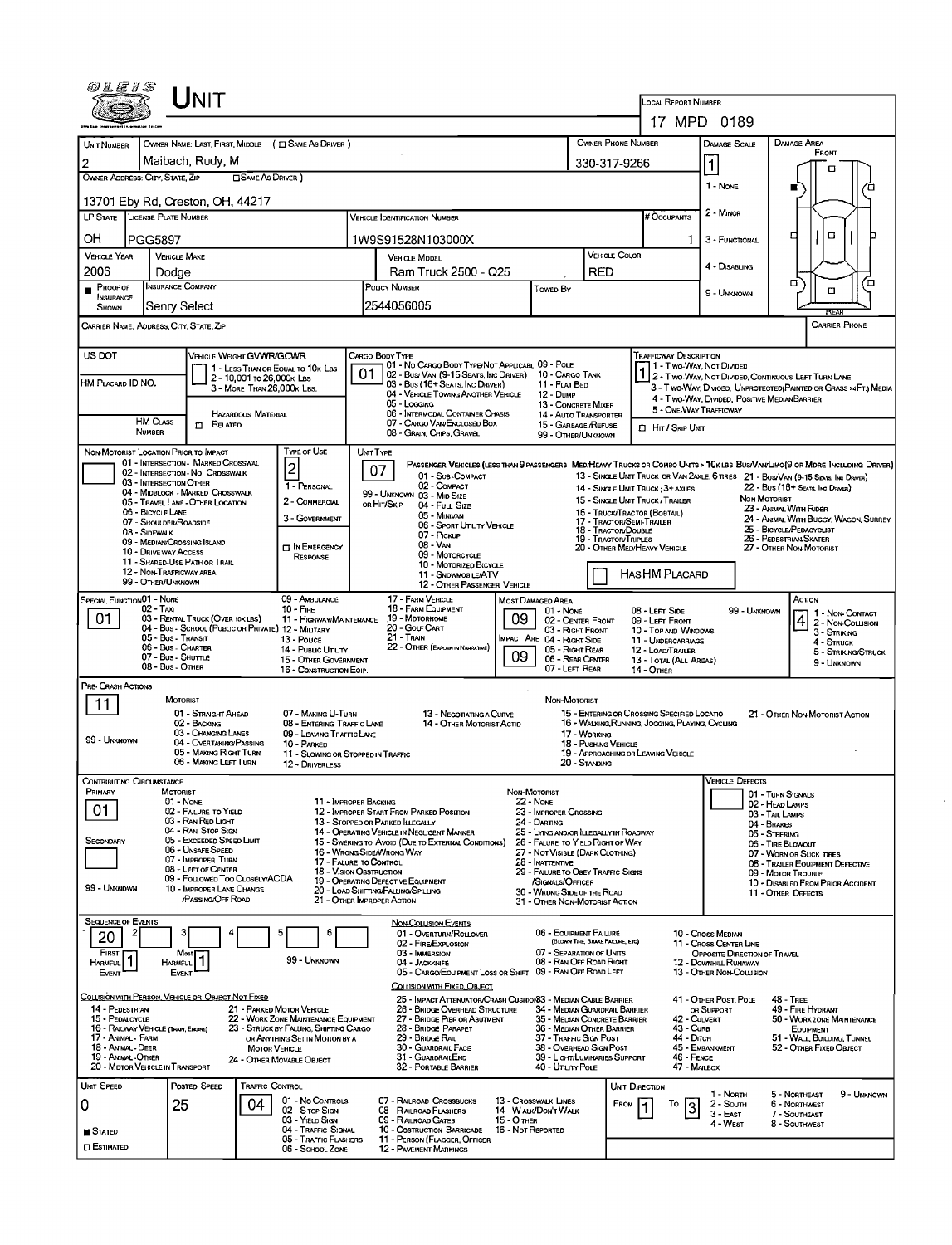# UNIT

**Local Report Number:** 17 MPD 0189

| Unit Number | Owner Name: Last, First, Middle (☐ Same as Driver) | Owner Phone Number | Damage Scale | Damage Area |
|---|---|---|---|---|
| 2 | Maibach, Rudy, M | 330-317-9266 | 1 | Front |

**Owner Address: City, State, Zip** (☐ Same as Driver)
13701 Eby Rd, Creston, OH, 44217

Damage Scale: 1 - None; 2 - Minor; 3 - Functional; 4 - Disabling; 9 - Unknown

| LP State | License Plate Number | Vehicle Identification Number | # Occupants |
|---|---|---|---|
| OH | PGG5897 | 1W9S91528N103000X | 1 |

| Vehicle Year | Vehicle Make | Vehicle Model | Vehicle Color |
|---|---|---|---|
| 2006 | Dodge | Ram Truck 2500 - Q25 | RED |

| Proof of Insurance Shown | Insurance Company | Policy Number | Towed By |
|---|---|---|---|
| ■ | Senry Select | 2544056005 | |

**Carrier Name, Address, City, State, Zip:**

**Carrier Phone:**

**US DOT:**

**HM Placard ID No.:**

**Vehicle Weight GVWR/GCWR:** 1 - Less Than or Equal to 10k Lbs; 2 - 10,001 to 26,000k Lbs; 3 - More Than 26,000k Lbs.

**HM Class Number:** Hazardous Material ☐ Related

**Cargo Body Type:** 01
01 - No Cargo Body Type/Not Applicable; 02 - Bus/Van (9-15 Seats, Inc Driver); 03 - Bus (16+ Seats, Inc Driver); 04 - Vehicle Towing Another Vehicle; 05 - Logging; 06 - Intermodal Container Chasis; 07 - Cargo Van/Enclosed Box; 08 - Grain, Chips, Gravel; 09 - Pole; 10 - Cargo Tank; 11 - Flat Bed; 12 - Dump; 13 - Concrete Mixer; 14 - Auto Transporter; 15 - Garbage/Refuse; 99 - Other/Unknown

**Trafficway Description:** 1
1 - Two-Way, Not Divided; 2 - Two-Way, Not Divided, Continuous Left Turn Lane; 3 - Two-Way, Divided, Unprotected (Painted or Grass >4Ft.) Media; 4 - Two-Way, Divided, Positive Median Barrier; 5 - One-Way Trafficway
☐ Hit / Skip Unit

**Non-Motorist Location Prior to Impact:**
01 - Intersection - Marked Crosswalk; 02 - Intersection - No Crosswalk; 03 - Intersection Other; 04 - Midblock - Marked Crosswalk; 05 - Travel Lane - Other Location; 06 - Bicycle Lane; 07 - Shoulder/Roadside; 08 - Sidewalk; 09 - Median/Crossing Island; 10 - Drive Way Access; 11 - Shared-Use Path or Trail; 12 - Non-Trafficway Area; 99 - Other/Unknown

**Type of Use:** 2
1 - Personal; 2 - Commercial; 3 - Government; ☐ In Emergency Response

**Unit Type:** 07
Passenger Vehicles (less than 9 passengers): 01 - Sub-Compact; 02 - Compact; 99 - Unknown 03 - Mid Size; or Hit/Skip 04 - Full Size; 05 - Minivan; 06 - Sport Utility Vehicle; 07 - Pickup; 08 - Van; 09 - Motorcycle; 10 - Motorized Bicycle; 11 - Snowmobile/ATV; 12 - Other Passenger Vehicle
Med/Heavy Trucks or Combo Units > 10k lbs: 13 - Single Unit Truck or Van 2Axle, 6 Tires; 14 - Single Unit Truck; 3+ Axles; 15 - Single Unit Truck / Trailer; 16 - Truck/Tractor (Bobtail); 17 - Tractor/Semi-Trailer; 18 - Tractor/Double; 19 - Tractor/Triples; 20 - Other Med/Heavy Vehicle
Bus/Van/Limo (9 or More Including Driver): 21 - Bus/Van (9-15 Seats, Inc Driver); 22 - Bus (16+ Seats, Inc Driver)
Non-Motorist: 23 - Animal With Rider; 24 - Animal With Buggy, Wagon, Surrey; 25 - Bicycle/Pedacyclist; 26 - Pedestrian/Skater; 27 - Other Non-Motorist
☐ Has HM Placard

**Special Function:** 01
01 - None; 02 - Taxi; 03 - Rental Truck (Over 10k lbs); 04 - Bus - School (Public or Private); 05 - Bus - Transit; 06 - Bus - Charter; 07 - Bus - Shuttle; 08 - Bus - Other; 09 - Ambulance; 10 - Fire; 11 - Highway/Maintenance; 12 - Military; 13 - Police; 14 - Public Utility; 15 - Other Government; 16 - Construction Eqip.; 17 - Farm Vehicle; 18 - Farm Equipment; 19 - Motorhome; 20 - Golf Cart; 21 - Train; 22 - Other (Explain in Narrative)

**Most Damaged Area:** 09
**Impact Area:** 09
01 - None; 02 - Center Front; 03 - Right Front; 04 - Right Side; 05 - Right Rear; 06 - Rear Center; 07 - Left Rear; 08 - Left Side; 09 - Left Front; 10 - Top and Windows; 11 - Undercarriage; 12 - Load/Trailer; 13 - Total (All Areas); 14 - Other; 99 - Unknown

**Action:** 4
1 - Non-Contact; 2 - Non-Collision; 3 - Striking; 4 - Struck; 5 - Striking/Struck; 9 - Unknown

**Pre-Crash Actions:** 11
Motorist: 01 - Straight Ahead; 02 - Backing; 03 - Changing Lanes; 04 - Overtaking/Passing; 05 - Making Right Turn; 06 - Making Left Turn; 07 - Making U-Turn; 08 - Entering Traffic Lane; 09 - Leaving Traffic Lane; 10 - Parked; 11 - Slowing or Stopped in Traffic; 12 - Driverless; 13 - Negotiating a Curve; 14 - Other Motorist Actio
Non-Motorist: 15 - Entering or Crossing Specified Locatio; 16 - Walking, Running, Jogging, Playing, Cycling; 17 - Working; 18 - Pushing Vehicle; 19 - Approaching or Leaving Vehicle; 20 - Standing; 21 - Other Non-Motorist Action
99 - Unknown

**Contributing Circumstance:**
Primary: 01
Secondary:
Motorist: 01 - None; 02 - Failure to Yield; 03 - Ran Red Light; 04 - Ran Stop Sign; 05 - Exceeded Speed Limit; 06 - Unsafe Speed; 07 - Improper Turn; 08 - Left of Center; 09 - Followed Too Closely/ACDA; 10 - Improper Lane Change /Passing/Off Road; 11 - Improper Backing; 12 - Improper Start From Parked Position; 13 - Stopped or Parked Illegally; 14 - Operating Vehicle in Negligent Manner; 15 - Swering to Avoid (Due to External Conditions); 16 - Wrong Side/Wrong Way; 17 - Failure to Control; 18 - Vision Obstruction; 19 - Operating Defective Equipment; 20 - Load Shifting/Falling/Spilling; 21 - Other Improper Action
Non-Motorist: 22 - None; 23 - Improper Crossing; 24 - Darting; 25 - Lying and/or Illegally in Roadway; 26 - Failure to Yield Right of Way; 27 - Not Visible (Dark Clothing); 28 - Inattentive; 29 - Failure to Obey Traffic Signs /Signals/Officer; 30 - Wrong Side of the Road; 31 - Other Non-Motorist Action
99 - Unknown

**Vehicle Defects:**
01 - Turn Signals; 02 - Head Lamps; 03 - Tail Lamps; 04 - Brakes; 05 - Steering; 06 - Tire Blowout; 07 - Worn or Slick Tires; 08 - Trailer Equipment Defective; 09 - Motor Trouble; 10 - Disabled From Prior Accident; 11 - Other Defects

**Sequence of Events:**

| 1 | 2 | 3 | 4 | 5 | 6 |
|---|---|---|---|---|---|
| 20 | | | | | |

First Harmful Event: 1
Most Harmful Event: 1
99 - Unknown

Non-Collision Events: 01 - Overturn/Rollover; 02 - Fire/Explosion; 03 - Immersion; 04 - Jackknife; 05 - Cargo/Equipment Loss or Shift; 06 - Equipment Failure (Blown Tire, Brake Failure, etc); 07 - Separation of Units; 08 - Ran Off Road Right; 09 - Ran Off Road Left; 10 - Cross Median; 11 - Cross Center Line Opposite Direction of Travel; 12 - Downhill Runaway; 13 - Other Non-Collision

Collision with Person, Vehicle or Object Not Fixed: 14 - Pedestrian; 15 - Pedalcycle; 16 - Railway Vehicle (Train, Engine); 17 - Animal - Farm; 18 - Animal - Deer; 19 - Animal - Other; 20 - Motor Vehicle in Transport; 21 - Parked Motor Vehicle; 22 - Work Zone Maintenance Equipment; 23 - Struck by Falling, Shifting Cargo or Anything Set in Motion by a Motor Vehicle; 24 - Other Movable Object

Collision with Fixed, Object: 25 - Impact Attenuator/Crash Cushion; 26 - Bridge Overhead Structure; 27 - Bridge Pier or Abutment; 28 - Bridge Parapet; 29 - Bridge Rail; 30 - Guardrail Face; 31 - Guardrail End; 32 - Portable Barrier; 33 - Median Cable Barrier; 34 - Median Guardrail Barrier; 35 - Median Concrete Barrier; 36 - Median Other Barrier; 37 - Traffic Sign Post; 38 - Overhead Sign Post; 39 - Light/Luminaries Support; 40 - Utility Pole; 41 - Other Post, Pole or Support; 42 - Culvert; 43 - Curb; 44 - Ditch; 45 - Embankment; 46 - Fence; 47 - Mailbox; 48 - Tree; 49 - Fire Hydrant; 50 - Work Zone Maintenance Equipment; 51 - Wall, Building, Tunnel; 52 - Other Fixed Object

| Unit Speed | Posted Speed | Traffic Control | Unit Direction |
|---|---|---|---|
| 0 | 25 | 04 | From 1 To 3 |

■ Stated
☐ Estimated

Traffic Control: 01 - No Controls; 02 - Stop Sign; 03 - Yield Sign; 04 - Traffic Signal; 05 - Traffic Flashers; 06 - School Zone; 07 - Railroad Crossbucks; 08 - Railroad Flashers; 09 - Railroad Gates; 10 - Costruction Barricade; 11 - Person (Flagger, Officer); 12 - Pavement Markings; 13 - Crosswalk Lines; 14 - Walk/Don't Walk; 15 - Other; 16 - Not Reported

Unit Direction: 1 - North; 2 - South; 3 - East; 4 - West; 5 - Northeast; 6 - Northwest; 7 - Southeast; 8 - Southwest; 9 - Unknown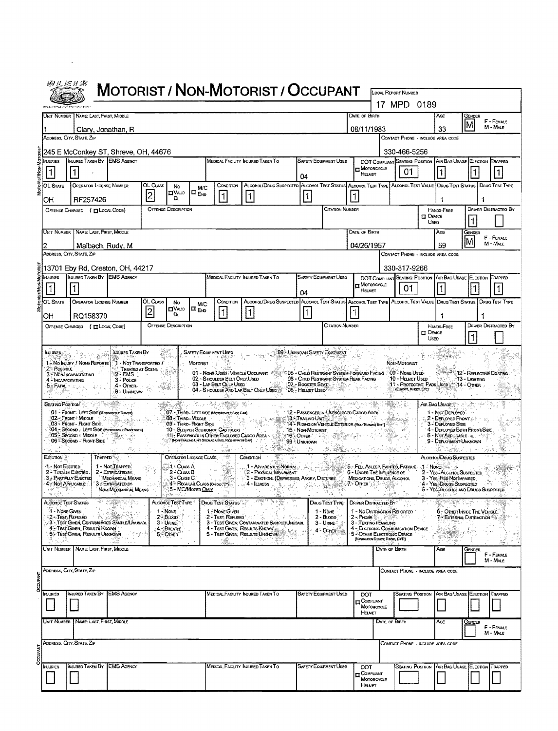# MOTORIST / NON-MOTORIST / OCCUPANT

LOCAL REPORT NUMBER: 17 MPD 0189

## MOTORIST/NON-MOTORIST

| UNIT NUMBER | NAME: LAST, FIRST, MIDDLE | DATE OF BIRTH | AGE | GENDER |
|---|---|---|---|---|
| 1 | Clary, Jonathan, R | 08/11/1983 | 33 | M |

ADDRESS, CITY, STATE, ZIP: 245 E McConkey ST, Shreve, OH, 44676
CONTACT PHONE - INCLUDE AREA CODE: 330-466-5256

| INJURIES | INJURED TAKEN BY | EMS AGENCY | MEDICAL FACILITY INJURED TAKEN TO | SAFETY EQUIPMENT USED | DOT COMPLIANT MOTORCYCLE HELMET | SEATING POSITION | AIR BAG USAGE | EJECTION | TRAPPED |
|---|---|---|---|---|---|---|---|---|---|
| 1 | 1 | | | 04 | | 01 | 1 | 1 | 1 |

| OL STATE | OPERATOR LICENSE NUMBER | OL CLASS | NO VALID DL | M/C END | CONDITION | ALCOHOL/DRUG SUSPECTED | ALCOHOL TEST STATUS | ALCOHOL TEST TYPE | ALCOHOL TEST VALUE | DRUG TEST STATUS | DRUG TEST TYPE |
|---|---|---|---|---|---|---|---|---|---|---|---|
| OH | RF257426 | 2 | | | 1 | 1 | 1 | 1 | | 1 | 1 |

| OFFENSE CHARGED ( LOCAL CODE) | OFFENSE DESCRIPTION | CITATION NUMBER | HANDS-FREE DEVICE USED | DRIVER DISTRACTED BY |
|---|---|---|---|---|
| | | | | 1 |

| UNIT NUMBER | NAME: LAST, FIRST, MIDDLE | DATE OF BIRTH | AGE | GENDER |
|---|---|---|---|---|
| 2 | Maibach, Rudy, M | 04/26/1957 | 59 | M |

ADDRESS, CITY, STATE, ZIP: 13701 Eby Rd, Creston, OH, 44217
CONTACT PHONE - INCLUDE AREA CODE: 330-317-9266

| INJURIES | INJURED TAKEN BY | EMS AGENCY | MEDICAL FACILITY INJURED TAKEN TO | SAFETY EQUIPMENT USED | DOT COMPLIANT MOTORCYCLE HELMET | SEATING POSITION | AIR BAG USAGE | EJECTION | TRAPPED |
|---|---|---|---|---|---|---|---|---|---|
| 1 | 1 | | | 04 | | 01 | 1 | 1 | 1 |

| OL STATE | OPERATOR LICENSE NUMBER | OL CLASS | NO VALID DL | M/C END | CONDITION | ALCOHOL/DRUG SUSPECTED | ALCOHOL TEST STATUS | ALCOHOL TEST TYPE | ALCOHOL TEST VALUE | DRUG TEST STATUS | DRUG TEST TYPE |
|---|---|---|---|---|---|---|---|---|---|---|---|
| OH | RQ158370 | 2 | | | 1 | 1 | 1 | 1 | | 1 | 1 |

| OFFENSE CHARGED ( LOCAL CODE) | OFFENSE DESCRIPTION | CITATION NUMBER | HANDS-FREE DEVICE USED | DRIVER DISTRACTED BY |
|---|---|---|---|---|
| | | | | 1 |

## Codes

**INJURIES:** 1 - No Injury / None Reported; 2 - Possible; 3 - Non-Incapacitating; 4 - Incapacitating; 5 - Fatal

**INJURED TAKEN BY:** 1 - Not Transported / Treated at Scene; 2 - EMS; 3 - Police; 4 - Other; 9 - Unknown

**SAFETY EQUIPMENT USED:** 99 - Unknown Safety Equipment
- Motorist: 01 - None Used - Vehicle Occupant; 02 - Shoulder Belt Only Used; 03 - Lap Belt Only Used; 04 - Shoulder and Lap Belt Only Used; 05 - Child Restraint System-Forward Facing; 06 - Child Restraint System-Rear Facing; 07 - Booster Seat; 08 - Helmet Used
- Non-Motorist: 09 - None Used; 10 - Helmet Used; 11 - Protective Pads Used (Elbows, Knees, etc); 12 - Reflective Coating; 13 - Lighting; 14 - Other

**SEATING POSITION:** 01 - Front - Left Side (Motorcycle Driver); 02 - Front - Middle; 03 - Front - Right Side; 04 - Second - Left Side (Motorcycle Passenger); 05 - Second - Middle; 06 - Second - Right Side; 07 - Third - Left Side (Motorcycle Side Car); 08 - Third - Middle; 09 - Third - Right Side; 10 - Sleeper Section of Cab (Truck); 11 - Passenger in Other Enclosed Cargo Area (Non-Trailing Unit Such as a Bus, Pickup with Cap); 12 - Passenger in Unenclosed Cargo Area; 13 - Trailing Unit; 14 - Riding on Vehicle Exterior (Non-Trailing Unit); 15 - Non-Motorist; 16 - Other; 99 - Unknown

**AIR BAG USAGE:** 1 - Not Deployed; 2 - Deployed Front; 3 - Deployed Side; 4 - Deployed Both Front/Side; 5 - Not Applicable; 9 - Deployment Unknown

**EJECTION:** 1 - Not Ejected; 2 - Totally Ejected; 3 - Partially Ejected; 4 - Not Applicable

**TRAPPED:** 1 - Not Trapped; 2 - Extricated by Mechanical Means; 3 - Extricated by Non-Mechanical Means

**OPERATOR LICENSE CLASS:** 1 - Class A; 2 - Class B; 3 - Class C; 4 - Regular Class (Ohio is "D"); 5 - M/C Moped Only

**CONDITION:** 1 - Apparently Normal; 2 - Physical Impairment; 3 - Emotional (Depressed, Angry, Disturbed); 4 - Illness; 5 - Fell Asleep, Fainted, Fatigue; 6 - Under the Influence of Medications, Drugs, Alcohol; 7 - Other

**ALCOHOL/DRUG SUSPECTED:** 1 - None; 2 - Yes - Alcohol Suspected; 3 - Yes - HBD Not Impaired; 4 - Yes - Drugs Suspected; 5 - Yes - Alcohol and Drugs Suspected

**ALCOHOL TEST STATUS:** 1 - None Given; 2 - Test Refused; 3 - Test Given, Contaminated Sample/Unusabl; 4 - Test Given, Results Known; 5 - Test Given, Results Unknown

**ALCOHOL TEST TYPE:** 1 - None; 2 - Blood; 3 - Urine; 4 - Breath; 5 - Other

**DRUG TEST STATUS:** 1 - None Given; 2 - Test Refused; 3 - Test Given, Contaminated Sample/Unusabl; 4 - Test Given, Results Known; 5 - Test Given, Results Unknown

**DRUG TEST TYPE:** 1 - None; 2 - Blood; 3 - Urine; 4 - Other

**DRIVER DISTRACTED BY:** 1 - No Distraction Reported; 2 - Phone; 3 - Texting/Emailing; 4 - Electronic Communication Device; 5 - Other Electronic Device (Navigation Device, Radio, DVD); 6 - Other Inside the Vehicle; 7 - External Distraction

## OCCUPANT

| UNIT NUMBER | NAME: LAST, FIRST, MIDDLE | DATE OF BIRTH | AGE | GENDER |
|---|---|---|---|---|
| | | | | |

ADDRESS, CITY, STATE, ZIP:
CONTACT PHONE - INCLUDE AREA CODE:

| INJURIES | INJURED TAKEN BY | EMS AGENCY | MEDICAL FACILITY INJURED TAKEN TO | SAFETY EQUIPMENT USED | DOT COMPLIANT MOTORCYCLE HELMET | SEATING POSITION | AIR BAG USAGE | EJECTION | TRAPPED |
|---|---|---|---|---|---|---|---|---|---|
| | | | | | | | | | |

## OCCUPANT

| UNIT NUMBER | NAME: LAST, FIRST, MIDDLE | DATE OF BIRTH | AGE | GENDER |
|---|---|---|---|---|
| | | | | |

ADDRESS, CITY, STATE, ZIP:
CONTACT PHONE - INCLUDE AREA CODE:

| INJURIES | INJURED TAKEN BY | EMS AGENCY | MEDICAL FACILITY INJURED TAKEN TO | SAFETY EQUIPMENT USED | DOT COMPLIANT MOTORCYCLE HELMET | SEATING POSITION | AIR BAG USAGE | EJECTION | TRAPPED |
|---|---|---|---|---|---|---|---|---|---|
| | | | | | | | | | |